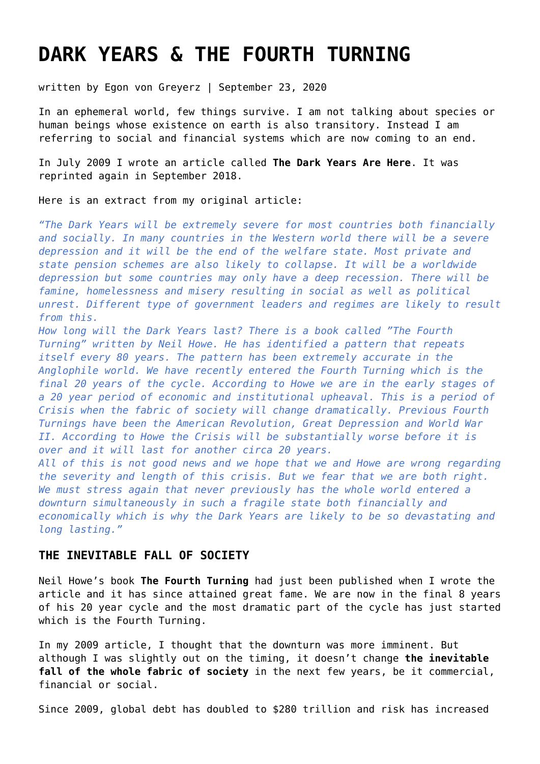# DARK YEARS & THE FOURTH TURNING

written by Egon von Greyerz | September 23, 2020

In an ephemeral world, few things survive. I am not talking about species or human beings whose existence on earth is also transitory. Instead I am referring to social and financial systems which are now coming to an end.

In July 2009 I wrote an article called **The Dark Years Are Here**. It was reprinted again in September 2018.

Here is an extract from my original article:

*"The Dark Years will be extremely severe for most countries both financially and socially. In many countries in the Western world there will be a severe depression and it will be the end of the welfare state. Most private and state pension schemes are also likely to collapse. It will be a worldwide depression but some countries may only have a deep recession. There will be famine, homelessness and misery resulting in social as well as political unrest. Different type of government leaders and regimes are likely to result from this.*
*How long will the Dark Years last? There is a book called "The Fourth Turning" written by Neil Howe. He has identified a pattern that repeats itself every 80 years. The pattern has been extremely accurate in the Anglophile world. We have recently entered the Fourth Turning which is the final 20 years of the cycle. According to Howe we are in the early stages of a 20 year period of economic and institutional upheaval. This is a period of Crisis when the fabric of society will change dramatically. Previous Fourth Turnings have been the American Revolution, Great Depression and World War II. According to Howe the Crisis will be substantially worse before it is over and it will last for another circa 20 years.*
*All of this is not good news and we hope that we and Howe are wrong regarding the severity and length of this crisis. But we fear that we are both right. We must stress again that never previously has the whole world entered a downturn simultaneously in such a fragile state both financially and economically which is why the Dark Years are likely to be so devastating and long lasting."*

### THE INEVITABLE FALL OF SOCIETY

Neil Howe's book **The Fourth Turning** had just been published when I wrote the article and it has since attained great fame. We are now in the final 8 years of his 20 year cycle and the most dramatic part of the cycle has just started which is the Fourth Turning.

In my 2009 article, I thought that the downturn was more imminent. But although I was slightly out on the timing, it doesn't change **the inevitable fall of the whole fabric of society** in the next few years, be it commercial, financial or social.

Since 2009, global debt has doubled to $280 trillion and risk has increased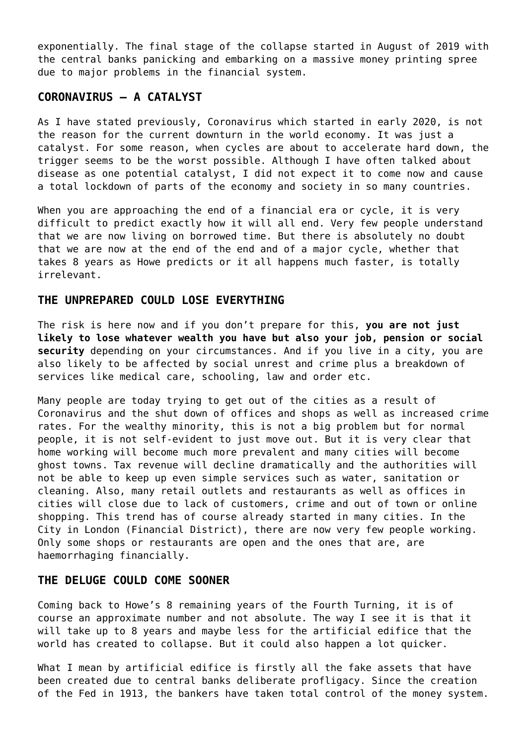exponentially. The final stage of the collapse started in August of 2019 with the central banks panicking and embarking on a massive money printing spree due to major problems in the financial system.

## CORONAVIRUS – A CATALYST

As I have stated previously, Coronavirus which started in early 2020, is not the reason for the current downturn in the world economy. It was just a catalyst. For some reason, when cycles are about to accelerate hard down, the trigger seems to be the worst possible. Although I have often talked about disease as one potential catalyst, I did not expect it to come now and cause a total lockdown of parts of the economy and society in so many countries.

When you are approaching the end of a financial era or cycle, it is very difficult to predict exactly how it will all end. Very few people understand that we are now living on borrowed time. But there is absolutely no doubt that we are now at the end of the end and of a major cycle, whether that takes 8 years as Howe predicts or it all happens much faster, is totally irrelevant.

## THE UNPREPARED COULD LOSE EVERYTHING

The risk is here now and if you don't prepare for this, **you are not just likely to lose whatever wealth you have but also your job, pension or social security** depending on your circumstances. And if you live in a city, you are also likely to be affected by social unrest and crime plus a breakdown of services like medical care, schooling, law and order etc.

Many people are today trying to get out of the cities as a result of Coronavirus and the shut down of offices and shops as well as increased crime rates. For the wealthy minority, this is not a big problem but for normal people, it is not self-evident to just move out. But it is very clear that home working will become much more prevalent and many cities will become ghost towns. Tax revenue will decline dramatically and the authorities will not be able to keep up even simple services such as water, sanitation or cleaning. Also, many retail outlets and restaurants as well as offices in cities will close due to lack of customers, crime and out of town or online shopping. This trend has of course already started in many cities. In the City in London (Financial District), there are now very few people working. Only some shops or restaurants are open and the ones that are, are haemorrhaging financially.

## THE DELUGE COULD COME SOONER

Coming back to Howe's 8 remaining years of the Fourth Turning, it is of course an approximate number and not absolute. The way I see it is that it will take up to 8 years and maybe less for the artificial edifice that the world has created to collapse. But it could also happen a lot quicker.

What I mean by artificial edifice is firstly all the fake assets that have been created due to central banks deliberate profligacy. Since the creation of the Fed in 1913, the bankers have taken total control of the money system.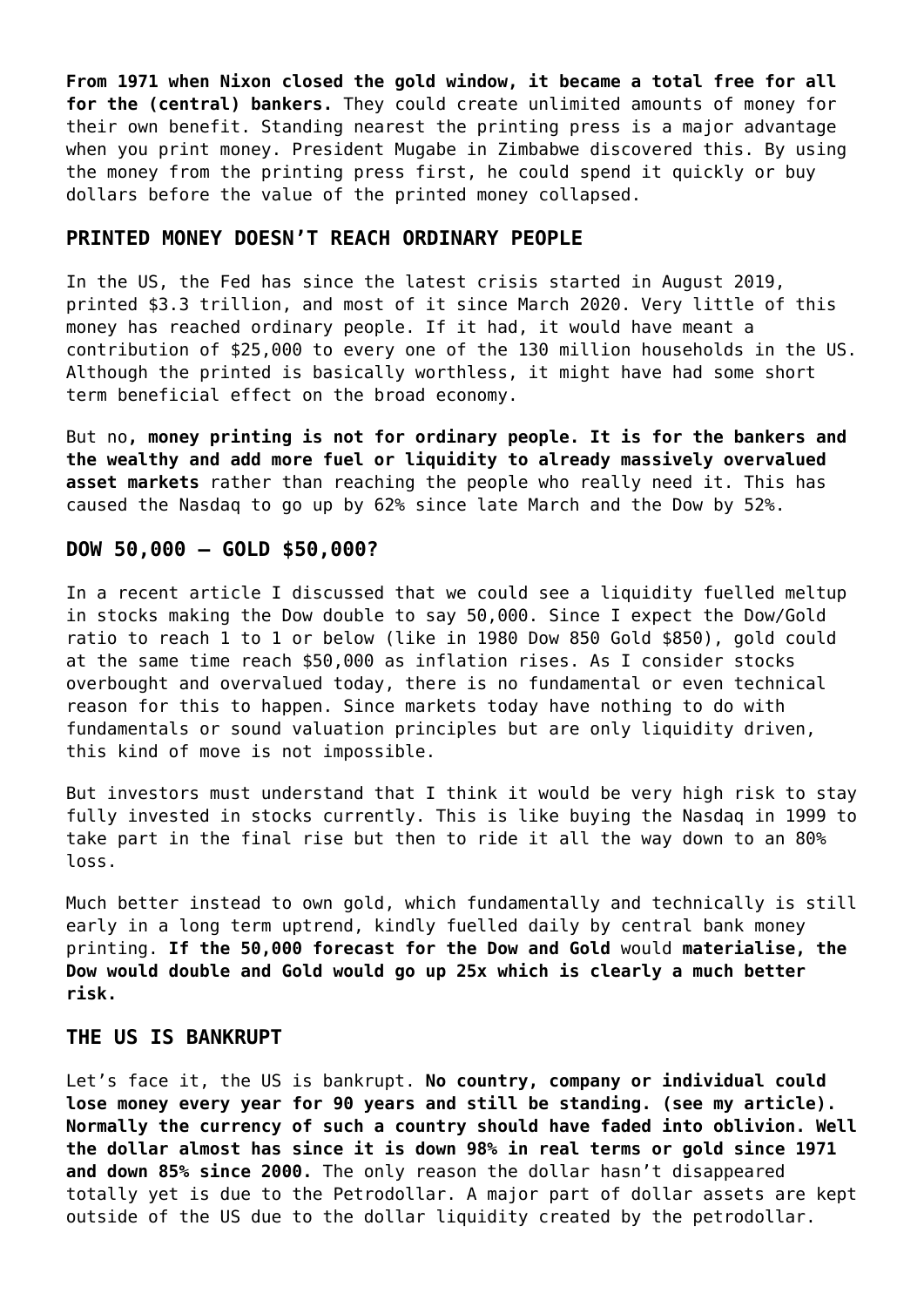**From 1971 when Nixon closed the gold window, it became a total free for all for the (central) bankers.** They could create unlimited amounts of money for their own benefit. Standing nearest the printing press is a major advantage when you print money. President Mugabe in Zimbabwe discovered this. By using the money from the printing press first, he could spend it quickly or buy dollars before the value of the printed money collapsed.

## PRINTED MONEY DOESN'T REACH ORDINARY PEOPLE

In the US, the Fed has since the latest crisis started in August 2019, printed $3.3 trillion, and most of it since March 2020. Very little of this money has reached ordinary people. If it had, it would have meant a contribution of $25,000 to every one of the 130 million households in the US. Although the printed is basically worthless, it might have had some short term beneficial effect on the broad economy.

But no**, money printing is not for ordinary people. It is for the bankers and the wealthy and add more fuel or liquidity to already massively overvalued asset markets** rather than reaching the people who really need it. This has caused the Nasdaq to go up by 62% since late March and the Dow by 52%.

## DOW 50,000 – GOLD $50,000?

In a recent article I discussed that we could see a liquidity fuelled meltup in stocks making the Dow double to say 50,000. Since I expect the Dow/Gold ratio to reach 1 to 1 or below (like in 1980 Dow 850 Gold $850), gold could at the same time reach $50,000 as inflation rises. As I consider stocks overbought and overvalued today, there is no fundamental or even technical reason for this to happen. Since markets today have nothing to do with fundamentals or sound valuation principles but are only liquidity driven, this kind of move is not impossible.

But investors must understand that I think it would be very high risk to stay fully invested in stocks currently. This is like buying the Nasdaq in 1999 to take part in the final rise but then to ride it all the way down to an 80% loss.

Much better instead to own gold, which fundamentally and technically is still early in a long term uptrend, kindly fuelled daily by central bank money printing. **If the 50,000 forecast for the Dow and Gold** would **materialise, the Dow would double and Gold would go up 25x which is clearly a much better risk.**

## THE US IS BANKRUPT

Let's face it, the US is bankrupt. **No country, company or individual could lose money every year for 90 years and still be standing. (see my article). Normally the currency of such a country should have faded into oblivion. Well the dollar almost has since it is down 98% in real terms or gold since 1971 and down 85% since 2000.** The only reason the dollar hasn't disappeared totally yet is due to the Petrodollar. A major part of dollar assets are kept outside of the US due to the dollar liquidity created by the petrodollar.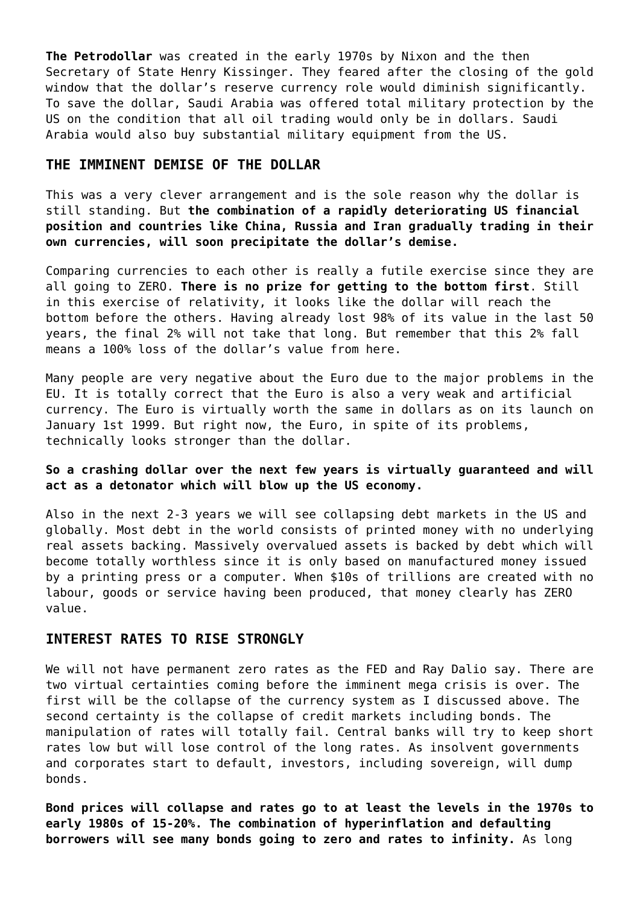**The Petrodollar** was created in the early 1970s by Nixon and the then Secretary of State Henry Kissinger. They feared after the closing of the gold window that the dollar's reserve currency role would diminish significantly. To save the dollar, Saudi Arabia was offered total military protection by the US on the condition that all oil trading would only be in dollars. Saudi Arabia would also buy substantial military equipment from the US.

## THE IMMINENT DEMISE OF THE DOLLAR

This was a very clever arrangement and is the sole reason why the dollar is still standing. But **the combination of a rapidly deteriorating US financial position and countries like China, Russia and Iran gradually trading in their own currencies, will soon precipitate the dollar's demise.**

Comparing currencies to each other is really a futile exercise since they are all going to ZERO. **There is no prize for getting to the bottom first**. Still in this exercise of relativity, it looks like the dollar will reach the bottom before the others. Having already lost 98% of its value in the last 50 years, the final 2% will not take that long. But remember that this 2% fall means a 100% loss of the dollar's value from here.

Many people are very negative about the Euro due to the major problems in the EU. It is totally correct that the Euro is also a very weak and artificial currency. The Euro is virtually worth the same in dollars as on its launch on January 1st 1999. But right now, the Euro, in spite of its problems, technically looks stronger than the dollar.

**So a crashing dollar over the next few years is virtually guaranteed and will act as a detonator which will blow up the US economy.**

Also in the next 2-3 years we will see collapsing debt markets in the US and globally. Most debt in the world consists of printed money with no underlying real assets backing. Massively overvalued assets is backed by debt which will become totally worthless since it is only based on manufactured money issued by a printing press or a computer. When $10s of trillions are created with no labour, goods or service having been produced, that money clearly has ZERO value.

## INTEREST RATES TO RISE STRONGLY

We will not have permanent zero rates as the FED and Ray Dalio say. There are two virtual certainties coming before the imminent mega crisis is over. The first will be the collapse of the currency system as I discussed above. The second certainty is the collapse of credit markets including bonds. The manipulation of rates will totally fail. Central banks will try to keep short rates low but will lose control of the long rates. As insolvent governments and corporates start to default, investors, including sovereign, will dump bonds.

**Bond prices will collapse and rates go to at least the levels in the 1970s to early 1980s of 15-20%. The combination of hyperinflation and defaulting borrowers will see many bonds going to zero and rates to infinity.** As long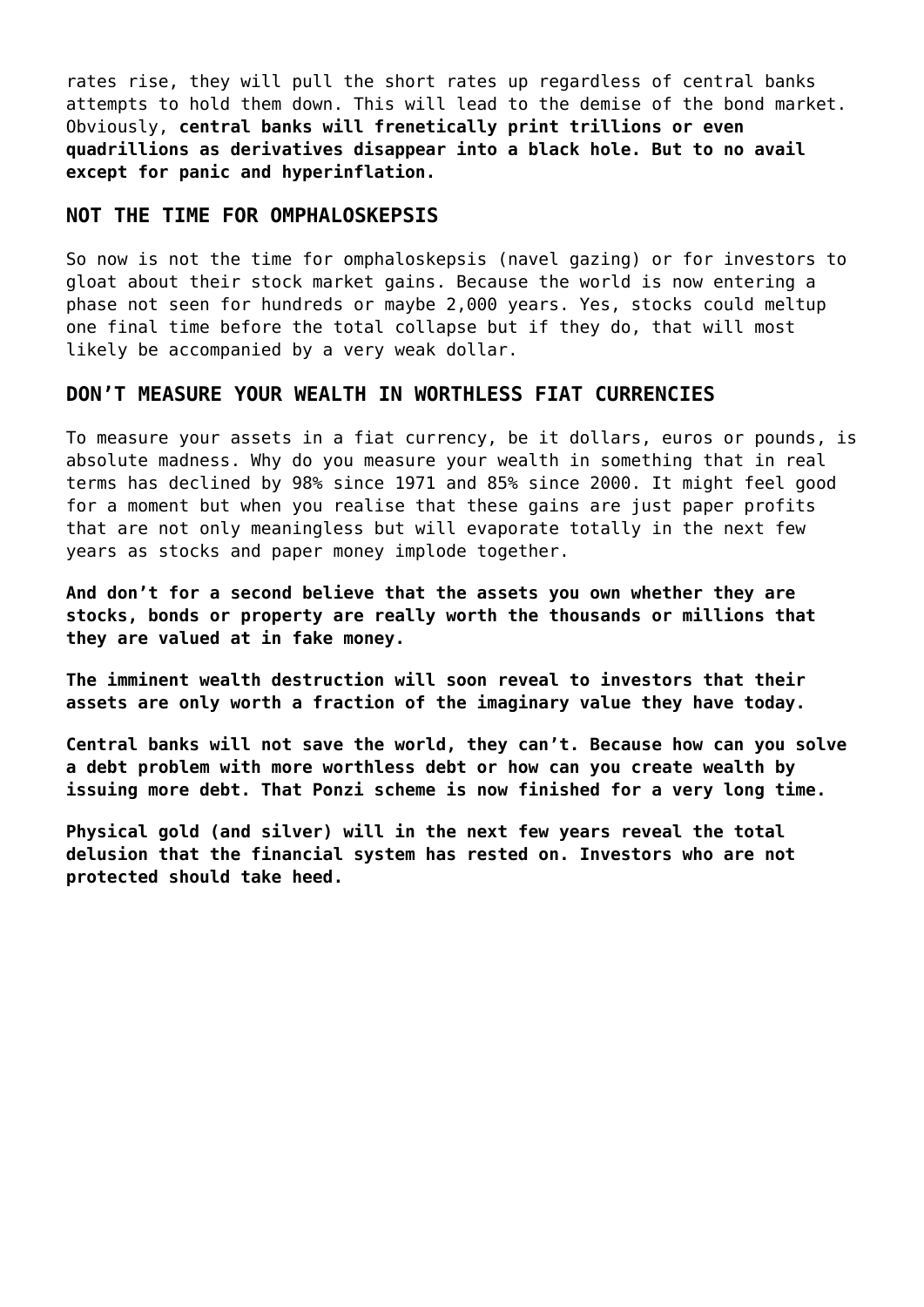rates rise, they will pull the short rates up regardless of central banks attempts to hold them down. This will lead to the demise of the bond market. Obviously, **central banks will frenetically print trillions or even quadrillions as derivatives disappear into a black hole. But to no avail except for panic and hyperinflation.**

## NOT THE TIME FOR OMPHALOSKEPSIS

So now is not the time for omphaloskepsis (navel gazing) or for investors to gloat about their stock market gains. Because the world is now entering a phase not seen for hundreds or maybe 2,000 years. Yes, stocks could meltup one final time before the total collapse but if they do, that will most likely be accompanied by a very weak dollar.

## DON'T MEASURE YOUR WEALTH IN WORTHLESS FIAT CURRENCIES

To measure your assets in a fiat currency, be it dollars, euros or pounds, is absolute madness. Why do you measure your wealth in something that in real terms has declined by 98% since 1971 and 85% since 2000. It might feel good for a moment but when you realise that these gains are just paper profits that are not only meaningless but will evaporate totally in the next few years as stocks and paper money implode together.

**And don't for a second believe that the assets you own whether they are stocks, bonds or property are really worth the thousands or millions that they are valued at in fake money.**

**The imminent wealth destruction will soon reveal to investors that their assets are only worth a fraction of the imaginary value they have today.**

**Central banks will not save the world, they can't. Because how can you solve a debt problem with more worthless debt or how can you create wealth by issuing more debt. That Ponzi scheme is now finished for a very long time.**

**Physical gold (and silver) will in the next few years reveal the total delusion that the financial system has rested on. Investors who are not protected should take heed.**